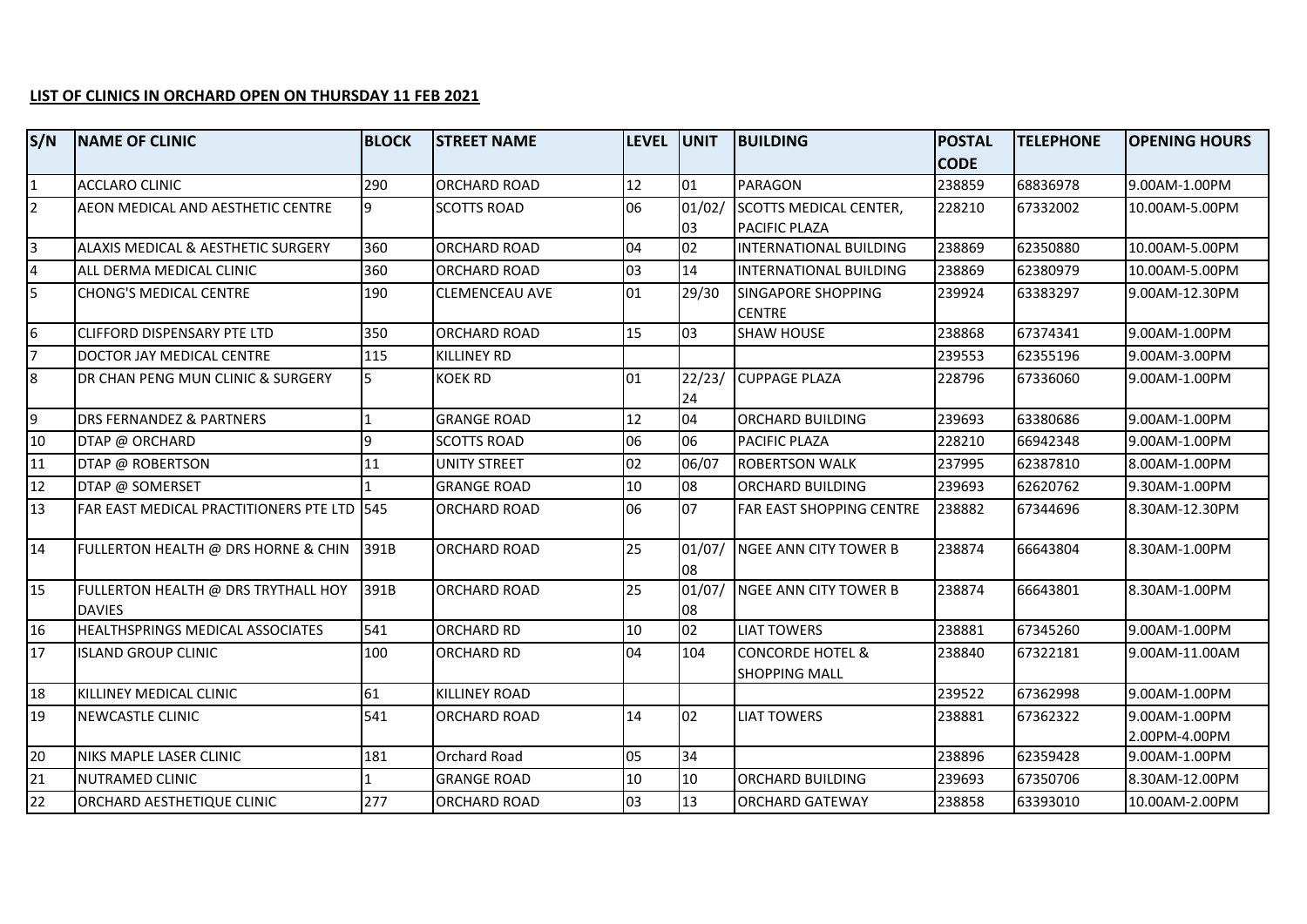**LIST OF CLINICS IN ORCHARD OPEN ON THURSDAY 11 FEB 2021**

| S/N | NAME OF CLINIC | BLOCK | STREET NAME | LEVEL | UNIT | BUILDING | POSTAL CODE | TELEPHONE | OPENING HOURS |
|---|---|---|---|---|---|---|---|---|---|
| 1 | ACCLARO CLINIC | 290 | ORCHARD ROAD | 12 | 01 | PARAGON | 238859 | 68836978 | 9.00AM-1.00PM |
| 2 | AEON MEDICAL AND AESTHETIC CENTRE | 9 | SCOTTS ROAD | 06 | 01/02/03 | SCOTTS MEDICAL CENTER, PACIFIC PLAZA | 228210 | 67332002 | 10.00AM-5.00PM |
| 3 | ALAXIS MEDICAL & AESTHETIC SURGERY | 360 | ORCHARD ROAD | 04 | 02 | INTERNATIONAL BUILDING | 238869 | 62350880 | 10.00AM-5.00PM |
| 4 | ALL DERMA MEDICAL CLINIC | 360 | ORCHARD ROAD | 03 | 14 | INTERNATIONAL BUILDING | 238869 | 62380979 | 10.00AM-5.00PM |
| 5 | CHONG'S MEDICAL CENTRE | 190 | CLEMENCEAU AVE | 01 | 29/30 | SINGAPORE SHOPPING CENTRE | 239924 | 63383297 | 9.00AM-12.30PM |
| 6 | CLIFFORD DISPENSARY PTE LTD | 350 | ORCHARD ROAD | 15 | 03 | SHAW HOUSE | 238868 | 67374341 | 9.00AM-1.00PM |
| 7 | DOCTOR JAY MEDICAL CENTRE | 115 | KILLINEY RD | | | | 239553 | 62355196 | 9.00AM-3.00PM |
| 8 | DR CHAN PENG MUN CLINIC & SURGERY | 5 | KOEK RD | 01 | 22/23/24 | CUPPAGE PLAZA | 228796 | 67336060 | 9.00AM-1.00PM |
| 9 | DRS FERNANDEZ & PARTNERS | 1 | GRANGE ROAD | 12 | 04 | ORCHARD BUILDING | 239693 | 63380686 | 9.00AM-1.00PM |
| 10 | DTAP @ ORCHARD | 9 | SCOTTS ROAD | 06 | 06 | PACIFIC PLAZA | 228210 | 66942348 | 9.00AM-1.00PM |
| 11 | DTAP @ ROBERTSON | 11 | UNITY STREET | 02 | 06/07 | ROBERTSON WALK | 237995 | 62387810 | 8.00AM-1.00PM |
| 12 | DTAP @ SOMERSET | 1 | GRANGE ROAD | 10 | 08 | ORCHARD BUILDING | 239693 | 62620762 | 9.30AM-1.00PM |
| 13 | FAR EAST MEDICAL PRACTITIONERS PTE LTD | 545 | ORCHARD ROAD | 06 | 07 | FAR EAST SHOPPING CENTRE | 238882 | 67344696 | 8.30AM-12.30PM |
| 14 | FULLERTON HEALTH @ DRS HORNE & CHIN | 391B | ORCHARD ROAD | 25 | 01/07/08 | NGEE ANN CITY TOWER B | 238874 | 66643804 | 8.30AM-1.00PM |
| 15 | FULLERTON HEALTH @ DRS TRYTHALL HOY DAVIES | 391B | ORCHARD ROAD | 25 | 01/07/08 | NGEE ANN CITY TOWER B | 238874 | 66643801 | 8.30AM-1.00PM |
| 16 | HEALTHSPRINGS MEDICAL ASSOCIATES | 541 | ORCHARD RD | 10 | 02 | LIAT TOWERS | 238881 | 67345260 | 9.00AM-1.00PM |
| 17 | ISLAND GROUP CLINIC | 100 | ORCHARD RD | 04 | 104 | CONCORDE HOTEL & SHOPPING MALL | 238840 | 67322181 | 9.00AM-11.00AM |
| 18 | KILLINEY MEDICAL CLINIC | 61 | KILLINEY ROAD | | | | 239522 | 67362998 | 9.00AM-1.00PM |
| 19 | NEWCASTLE CLINIC | 541 | ORCHARD ROAD | 14 | 02 | LIAT TOWERS | 238881 | 67362322 | 9.00AM-1.00PM 2.00PM-4.00PM |
| 20 | NIKS MAPLE LASER CLINIC | 181 | Orchard Road | 05 | 34 | | 238896 | 62359428 | 9.00AM-1.00PM |
| 21 | NUTRAMED CLINIC | 1 | GRANGE ROAD | 10 | 10 | ORCHARD BUILDING | 239693 | 67350706 | 8.30AM-12.00PM |
| 22 | ORCHARD AESTHETIQUE CLINIC | 277 | ORCHARD ROAD | 03 | 13 | ORCHARD GATEWAY | 238858 | 63393010 | 10.00AM-2.00PM |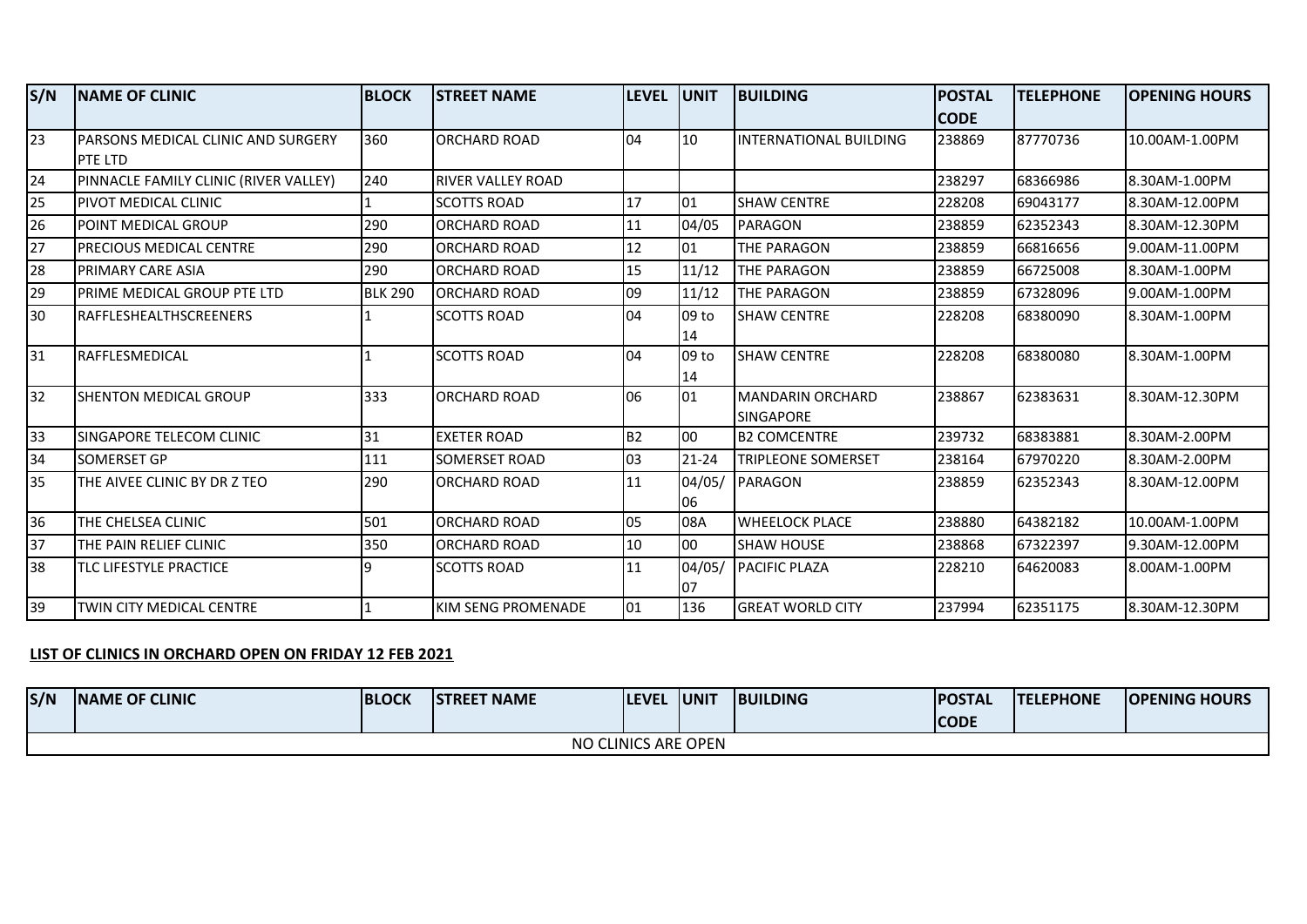| S/N | NAME OF CLINIC | BLOCK | STREET NAME | LEVEL | UNIT | BUILDING | POSTAL CODE | TELEPHONE | OPENING HOURS |
|---|---|---|---|---|---|---|---|---|---|
| 23 | PARSONS MEDICAL CLINIC AND SURGERY PTE LTD | 360 | ORCHARD ROAD | 04 | 10 | INTERNATIONAL BUILDING | 238869 | 87770736 | 10.00AM-1.00PM |
| 24 | PINNACLE FAMILY CLINIC (RIVER VALLEY) | 240 | RIVER VALLEY ROAD | | | | 238297 | 68366986 | 8.30AM-1.00PM |
| 25 | PIVOT MEDICAL CLINIC | 1 | SCOTTS ROAD | 17 | 01 | SHAW CENTRE | 228208 | 69043177 | 8.30AM-12.00PM |
| 26 | POINT MEDICAL GROUP | 290 | ORCHARD ROAD | 11 | 04/05 | PARAGON | 238859 | 62352343 | 8.30AM-12.30PM |
| 27 | PRECIOUS MEDICAL CENTRE | 290 | ORCHARD ROAD | 12 | 01 | THE PARAGON | 238859 | 66816656 | 9.00AM-11.00PM |
| 28 | PRIMARY CARE ASIA | 290 | ORCHARD ROAD | 15 | 11/12 | THE PARAGON | 238859 | 66725008 | 8.30AM-1.00PM |
| 29 | PRIME MEDICAL GROUP PTE LTD | BLK 290 | ORCHARD ROAD | 09 | 11/12 | THE PARAGON | 238859 | 67328096 | 9.00AM-1.00PM |
| 30 | RAFFLESHEALTHSCREENERS | 1 | SCOTTS ROAD | 04 | 09 to 14 | SHAW CENTRE | 228208 | 68380090 | 8.30AM-1.00PM |
| 31 | RAFFLESMEDICAL | 1 | SCOTTS ROAD | 04 | 09 to 14 | SHAW CENTRE | 228208 | 68380080 | 8.30AM-1.00PM |
| 32 | SHENTON MEDICAL GROUP | 333 | ORCHARD ROAD | 06 | 01 | MANDARIN ORCHARD SINGAPORE | 238867 | 62383631 | 8.30AM-12.30PM |
| 33 | SINGAPORE TELECOM CLINIC | 31 | EXETER ROAD | B2 | 00 | B2 COMCENTRE | 239732 | 68383881 | 8.30AM-2.00PM |
| 34 | SOMERSET GP | 111 | SOMERSET ROAD | 03 | 21-24 | TRIPLEONE SOMERSET | 238164 | 67970220 | 8.30AM-2.00PM |
| 35 | THE AIVEE CLINIC BY DR Z TEO | 290 | ORCHARD ROAD | 11 | 04/05/06 | PARAGON | 238859 | 62352343 | 8.30AM-12.00PM |
| 36 | THE CHELSEA CLINIC | 501 | ORCHARD ROAD | 05 | 08A | WHEELOCK PLACE | 238880 | 64382182 | 10.00AM-1.00PM |
| 37 | THE PAIN RELIEF CLINIC | 350 | ORCHARD ROAD | 10 | 00 | SHAW HOUSE | 238868 | 67322397 | 9.30AM-12.00PM |
| 38 | TLC LIFESTYLE PRACTICE | 9 | SCOTTS ROAD | 11 | 04/05/07 | PACIFIC PLAZA | 228210 | 64620083 | 8.00AM-1.00PM |
| 39 | TWIN CITY MEDICAL CENTRE | 1 | KIM SENG PROMENADE | 01 | 136 | GREAT WORLD CITY | 237994 | 62351175 | 8.30AM-12.30PM |

**LIST OF CLINICS IN ORCHARD OPEN ON FRIDAY 12 FEB 2021**

| S/N | NAME OF CLINIC | BLOCK | STREET NAME | LEVEL | UNIT | BUILDING | POSTAL CODE | TELEPHONE | OPENING HOURS |
|---|---|---|---|---|---|---|---|---|---|
| NO CLINICS ARE OPEN | | | | | | | | | |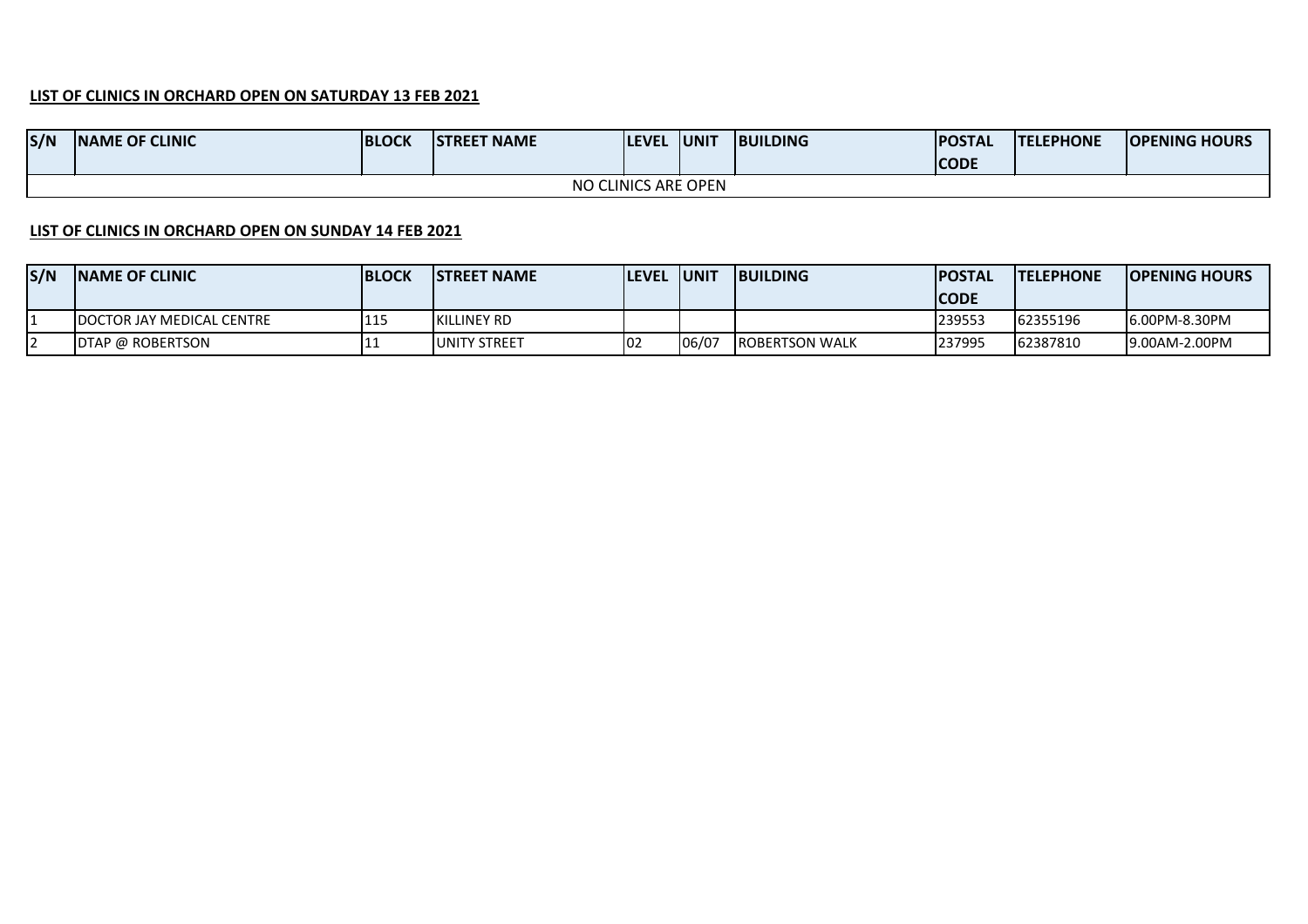**LIST OF CLINICS IN ORCHARD OPEN ON SATURDAY 13 FEB 2021**

| S/N | NAME OF CLINIC | BLOCK | STREET NAME | LEVEL | UNIT | BUILDING | POSTAL CODE | TELEPHONE | OPENING HOURS |
|---|---|---|---|---|---|---|---|---|---|
| NO CLINICS ARE OPEN | | | | | | | | | |

**LIST OF CLINICS IN ORCHARD OPEN ON SUNDAY 14 FEB 2021**

| S/N | NAME OF CLINIC | BLOCK | STREET NAME | LEVEL | UNIT | BUILDING | POSTAL CODE | TELEPHONE | OPENING HOURS |
|---|---|---|---|---|---|---|---|---|---|
| 1 | DOCTOR JAY MEDICAL CENTRE | 115 | KILLINEY RD | | | | 239553 | 62355196 | 6.00PM-8.30PM |
| 2 | DTAP @ ROBERTSON | 11 | UNITY STREET | 02 | 06/07 | ROBERTSON WALK | 237995 | 62387810 | 9.00AM-2.00PM |